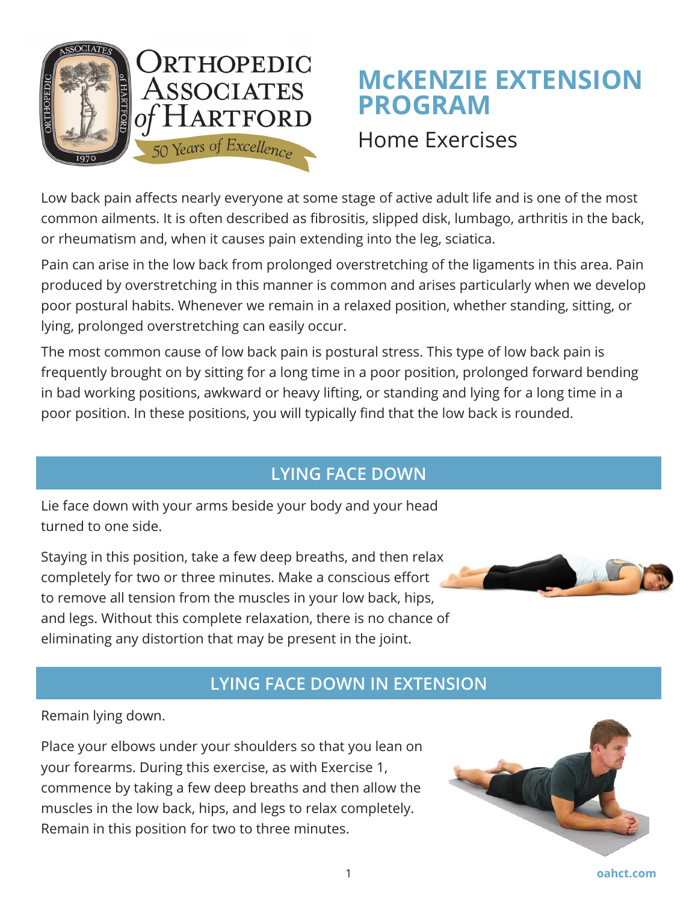# McKENZIE EXTENSION PROGRAM

## Home Exercises

Low back pain affects nearly everyone at some stage of active adult life and is one of the most common ailments. It is often described as fibrositis, slipped disk, lumbago, arthritis in the back, or rheumatism and, when it causes pain extending into the leg, sciatica.

Pain can arise in the low back from prolonged overstretching of the ligaments in this area. Pain produced by overstretching in this manner is common and arises particularly when we develop poor postural habits. Whenever we remain in a relaxed position, whether standing, sitting, or lying, prolonged overstretching can easily occur.

The most common cause of low back pain is postural stress. This type of low back pain is frequently brought on by sitting for a long time in a poor position, prolonged forward bending in bad working positions, awkward or heavy lifting, or standing and lying for a long time in a poor position. In these positions, you will typically find that the low back is rounded.

## LYING FACE DOWN

Lie face down with your arms beside your body and your head turned to one side.

Staying in this position, take a few deep breaths, and then relax completely for two or three minutes. Make a conscious effort to remove all tension from the muscles in your low back, hips, and legs. Without this complete relaxation, there is no chance of eliminating any distortion that may be present in the joint.

## LYING FACE DOWN IN EXTENSION

Remain lying down.

Place your elbows under your shoulders so that you lean on your forearms. During this exercise, as with Exercise 1, commence by taking a few deep breaths and then allow the muscles in the low back, hips, and legs to relax completely. Remain in this position for two to three minutes.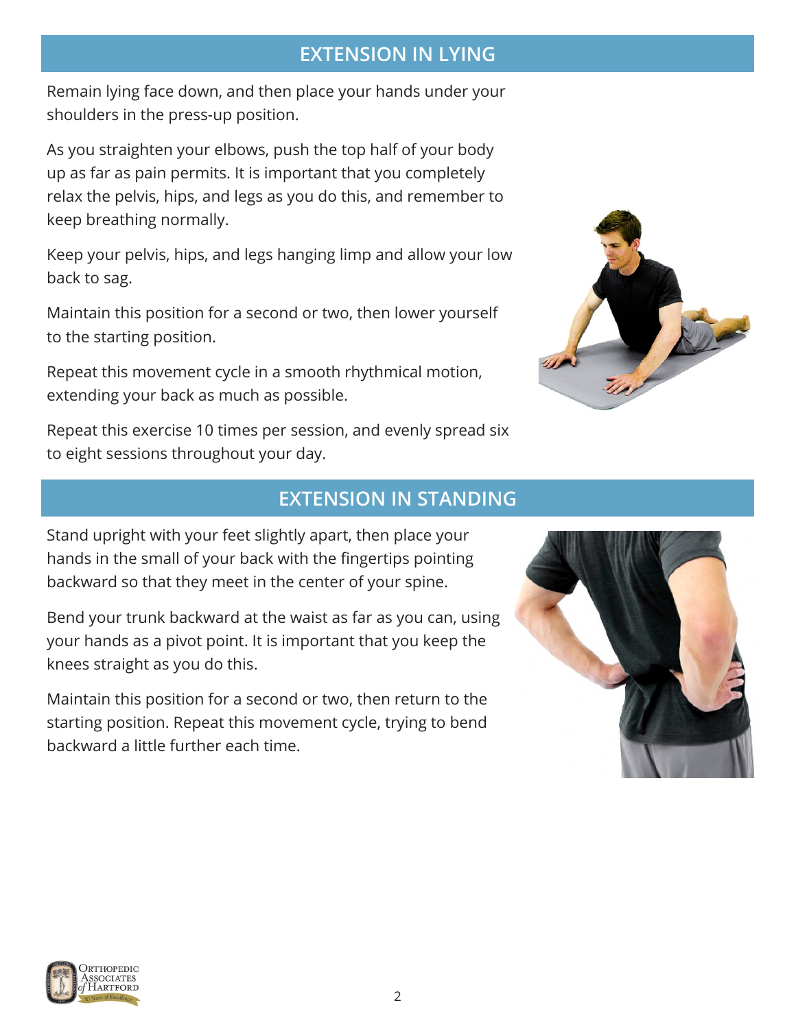## EXTENSION IN LYING

Remain lying face down, and then place your hands under your shoulders in the press-up position.

As you straighten your elbows, push the top half of your body up as far as pain permits. It is important that you completely relax the pelvis, hips, and legs as you do this, and remember to keep breathing normally.

Keep your pelvis, hips, and legs hanging limp and allow your low back to sag.

Maintain this position for a second or two, then lower yourself to the starting position.

Repeat this movement cycle in a smooth rhythmical motion, extending your back as much as possible.

Repeat this exercise 10 times per session, and evenly spread six to eight sessions throughout your day.

## EXTENSION IN STANDING

Stand upright with your feet slightly apart, then place your hands in the small of your back with the fingertips pointing backward so that they meet in the center of your spine.

Bend your trunk backward at the waist as far as you can, using your hands as a pivot point. It is important that you keep the knees straight as you do this.

Maintain this position for a second or two, then return to the starting position. Repeat this movement cycle, trying to bend backward a little further each time.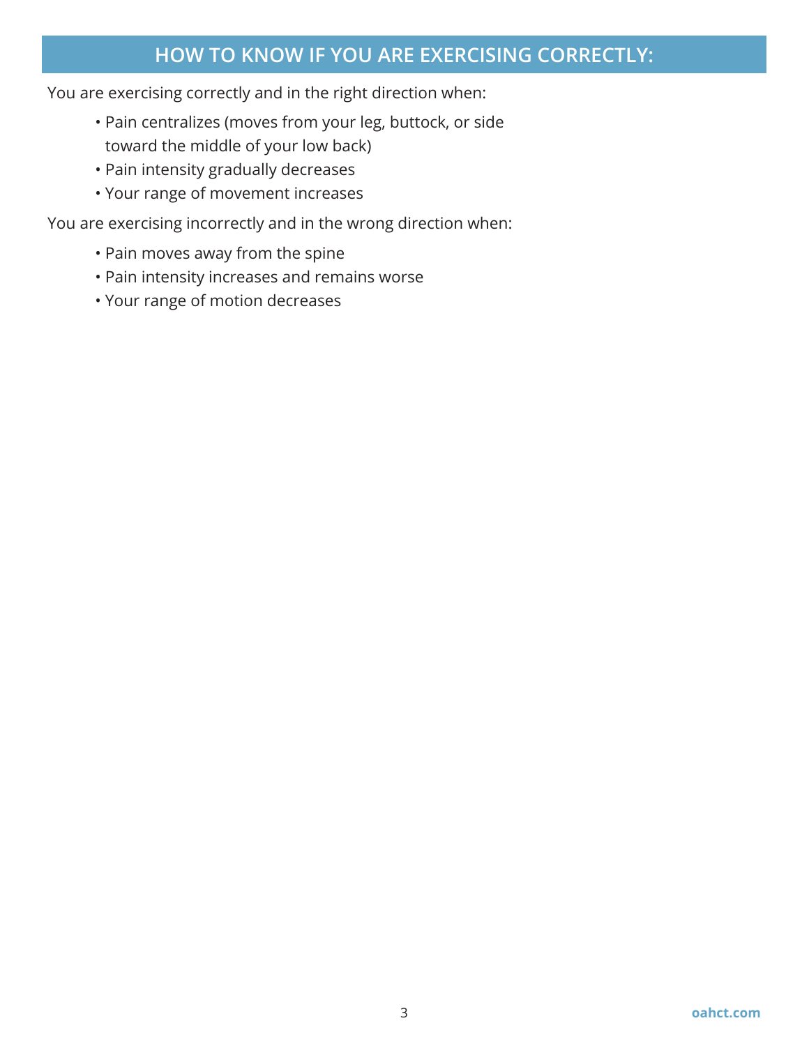## HOW TO KNOW IF YOU ARE EXERCISING CORRECTLY:

You are exercising correctly and in the right direction when:

- Pain centralizes (moves from your leg, buttock, or side toward the middle of your low back)
- Pain intensity gradually decreases
- Your range of movement increases

You are exercising incorrectly and in the wrong direction when:

- Pain moves away from the spine
- Pain intensity increases and remains worse
- Your range of motion decreases